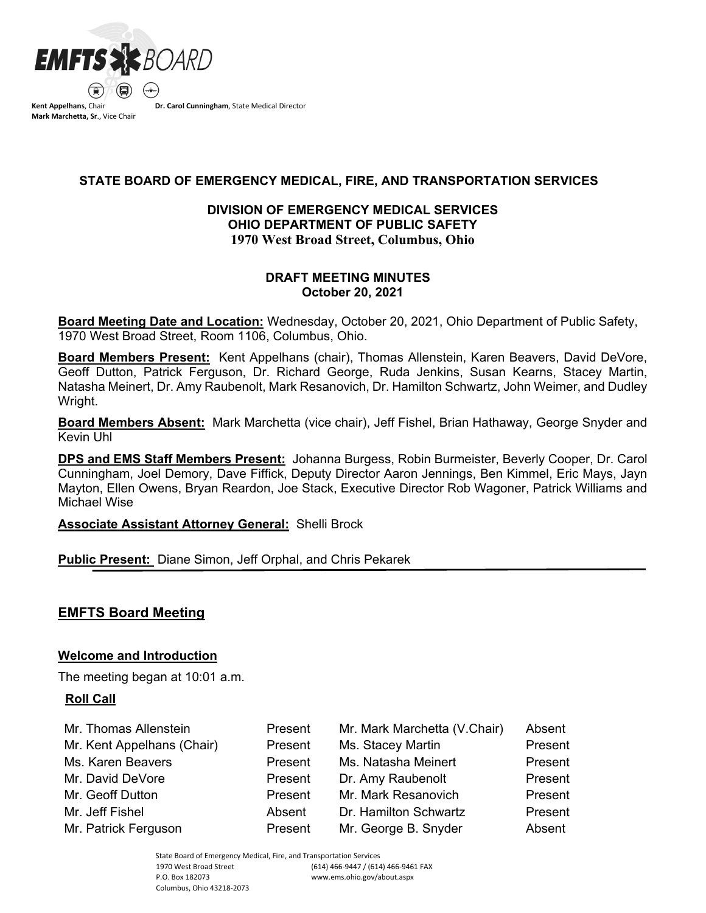**Kent Appelhans**, Chair
**Mark Marchetta, Sr.**, Vice Chair
**Dr. Carol Cunningham**, State Medical Director

## STATE BOARD OF EMERGENCY MEDICAL, FIRE, AND TRANSPORTATION SERVICES

### DIVISION OF EMERGENCY MEDICAL SERVICES
### OHIO DEPARTMENT OF PUBLIC SAFETY
### 1970 West Broad Street, Columbus, Ohio

### DRAFT MEETING MINUTES
### October 20, 2021

**Board Meeting Date and Location:** Wednesday, October 20, 2021, Ohio Department of Public Safety, 1970 West Broad Street, Room 1106, Columbus, Ohio.

**Board Members Present:** Kent Appelhans (chair), Thomas Allenstein, Karen Beavers, David DeVore, Geoff Dutton, Patrick Ferguson, Dr. Richard George, Ruda Jenkins, Susan Kearns, Stacey Martin, Natasha Meinert, Dr. Amy Raubenolt, Mark Resanovich, Dr. Hamilton Schwartz, John Weimer, and Dudley Wright.

**Board Members Absent:** Mark Marchetta (vice chair), Jeff Fishel, Brian Hathaway, George Snyder and Kevin Uhl

**DPS and EMS Staff Members Present:** Johanna Burgess, Robin Burmeister, Beverly Cooper, Dr. Carol Cunningham, Joel Demory, Dave Fiffick, Deputy Director Aaron Jennings, Ben Kimmel, Eric Mays, Jayn Mayton, Ellen Owens, Bryan Reardon, Joe Stack, Executive Director Rob Wagoner, Patrick Williams and Michael Wise

**Associate Assistant Attorney General:** Shelli Brock

**Public Present:** Diane Simon, Jeff Orphal, and Chris Pekarek

## EMFTS Board Meeting

### Welcome and Introduction

The meeting began at 10:01 a.m.

#### Roll Call

| | | | |
|---|---|---|---|
| Mr. Thomas Allenstein | Present | Mr. Mark Marchetta (V.Chair) | Absent |
| Mr. Kent Appelhans (Chair) | Present | Ms. Stacey Martin | Present |
| Ms. Karen Beavers | Present | Ms. Natasha Meinert | Present |
| Mr. David DeVore | Present | Dr. Amy Raubenolt | Present |
| Mr. Geoff Dutton | Present | Mr. Mark Resanovich | Present |
| Mr. Jeff Fishel | Absent | Dr. Hamilton Schwartz | Present |
| Mr. Patrick Ferguson | Present | Mr. George B. Snyder | Absent |

State Board of Emergency Medical, Fire, and Transportation Services
1970 West Broad Street (614) 466-9447 / (614) 466-9461 FAX
P.O. Box 182073 www.ems.ohio.gov/about.aspx
Columbus, Ohio 43218-2073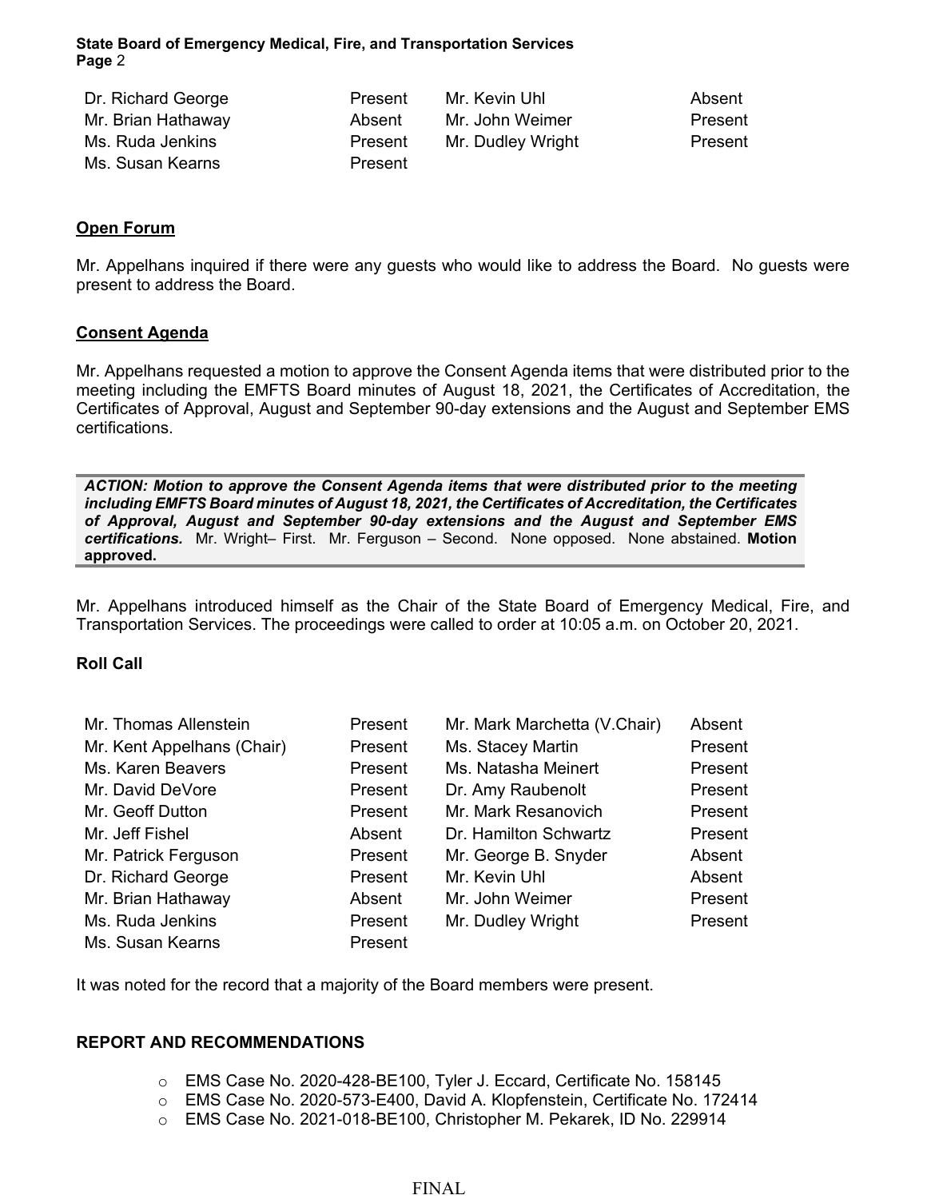| | | | |
|---|---|---|---|
| Dr. Richard George | Present | Mr. Kevin Uhl | Absent |
| Mr. Brian Hathaway | Absent | Mr. John Weimer | Present |
| Ms. Ruda Jenkins | Present | Mr. Dudley Wright | Present |
| Ms. Susan Kearns | Present | | |

## Open Forum

Mr. Appelhans inquired if there were any guests who would like to address the Board. No guests were present to address the Board.

## Consent Agenda

Mr. Appelhans requested a motion to approve the Consent Agenda items that were distributed prior to the meeting including the EMFTS Board minutes of August 18, 2021, the Certificates of Accreditation, the Certificates of Approval, August and September 90-day extensions and the August and September EMS certifications.

> ***ACTION: Motion to approve the Consent Agenda items that were distributed prior to the meeting including EMFTS Board minutes of August 18, 2021, the Certificates of Accreditation, the Certificates of Approval, August and September 90-day extensions and the August and September EMS certifications.*** Mr. Wright– First. Mr. Ferguson – Second. None opposed. None abstained. **Motion approved.**

Mr. Appelhans introduced himself as the Chair of the State Board of Emergency Medical, Fire, and Transportation Services. The proceedings were called to order at 10:05 a.m. on October 20, 2021.

### Roll Call

| | | | |
|---|---|---|---|
| Mr. Thomas Allenstein | Present | Mr. Mark Marchetta (V.Chair) | Absent |
| Mr. Kent Appelhans (Chair) | Present | Ms. Stacey Martin | Present |
| Ms. Karen Beavers | Present | Ms. Natasha Meinert | Present |
| Mr. David DeVore | Present | Dr. Amy Raubenolt | Present |
| Mr. Geoff Dutton | Present | Mr. Mark Resanovich | Present |
| Mr. Jeff Fishel | Absent | Dr. Hamilton Schwartz | Present |
| Mr. Patrick Ferguson | Present | Mr. George B. Snyder | Absent |
| Dr. Richard George | Present | Mr. Kevin Uhl | Absent |
| Mr. Brian Hathaway | Absent | Mr. John Weimer | Present |
| Ms. Ruda Jenkins | Present | Mr. Dudley Wright | Present |
| Ms. Susan Kearns | Present | | |

It was noted for the record that a majority of the Board members were present.

## REPORT AND RECOMMENDATIONS

- EMS Case No. 2020-428-BE100, Tyler J. Eccard, Certificate No. 158145
- EMS Case No. 2020-573-E400, David A. Klopfenstein, Certificate No. 172414
- EMS Case No. 2021-018-BE100, Christopher M. Pekarek, ID No. 229914

FINAL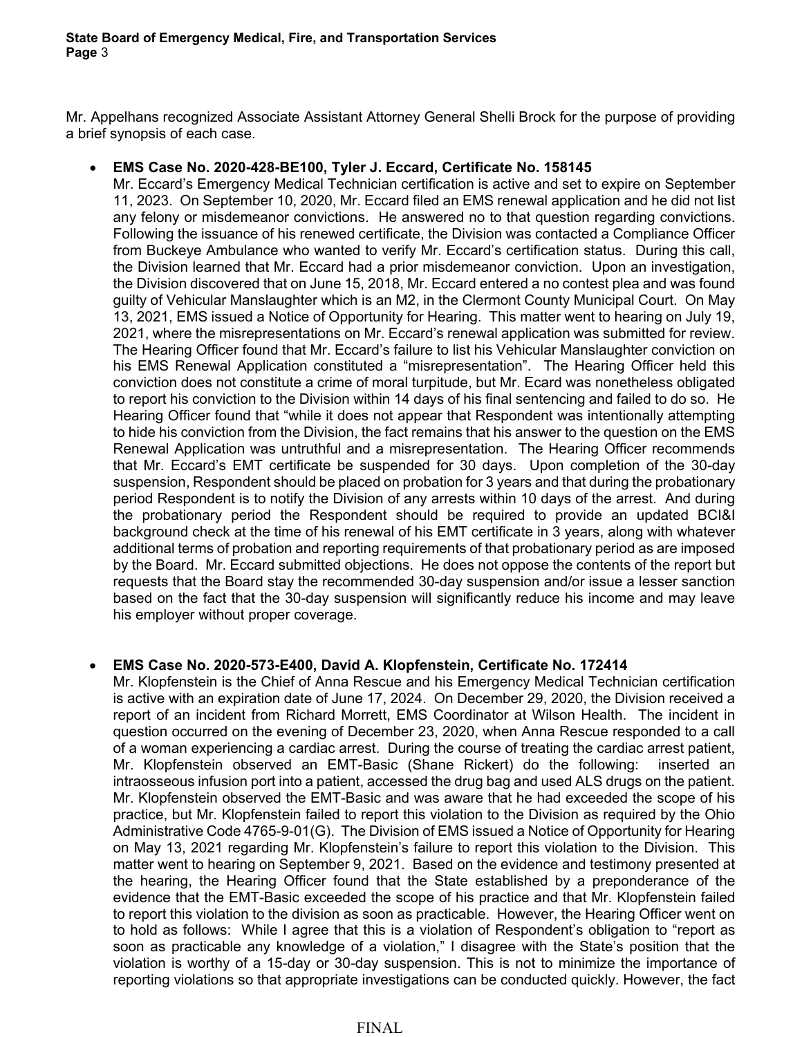Mr. Appelhans recognized Associate Assistant Attorney General Shelli Brock for the purpose of providing a brief synopsis of each case.

- **EMS Case No. 2020-428-BE100, Tyler J. Eccard, Certificate No. 158145**
  Mr. Eccard's Emergency Medical Technician certification is active and set to expire on September 11, 2023. On September 10, 2020, Mr. Eccard filed an EMS renewal application and he did not list any felony or misdemeanor convictions. He answered no to that question regarding convictions. Following the issuance of his renewed certificate, the Division was contacted a Compliance Officer from Buckeye Ambulance who wanted to verify Mr. Eccard's certification status. During this call, the Division learned that Mr. Eccard had a prior misdemeanor conviction. Upon an investigation, the Division discovered that on June 15, 2018, Mr. Eccard entered a no contest plea and was found guilty of Vehicular Manslaughter which is an M2, in the Clermont County Municipal Court. On May 13, 2021, EMS issued a Notice of Opportunity for Hearing. This matter went to hearing on July 19, 2021, where the misrepresentations on Mr. Eccard's renewal application was submitted for review. The Hearing Officer found that Mr. Eccard's failure to list his Vehicular Manslaughter conviction on his EMS Renewal Application constituted a "misrepresentation". The Hearing Officer held this conviction does not constitute a crime of moral turpitude, but Mr. Ecard was nonetheless obligated to report his conviction to the Division within 14 days of his final sentencing and failed to do so. He Hearing Officer found that "while it does not appear that Respondent was intentionally attempting to hide his conviction from the Division, the fact remains that his answer to the question on the EMS Renewal Application was untruthful and a misrepresentation. The Hearing Officer recommends that Mr. Eccard's EMT certificate be suspended for 30 days. Upon completion of the 30-day suspension, Respondent should be placed on probation for 3 years and that during the probationary period Respondent is to notify the Division of any arrests within 10 days of the arrest. And during the probationary period the Respondent should be required to provide an updated BCI&I background check at the time of his renewal of his EMT certificate in 3 years, along with whatever additional terms of probation and reporting requirements of that probationary period as are imposed by the Board. Mr. Eccard submitted objections. He does not oppose the contents of the report but requests that the Board stay the recommended 30-day suspension and/or issue a lesser sanction based on the fact that the 30-day suspension will significantly reduce his income and may leave his employer without proper coverage.

- **EMS Case No. 2020-573-E400, David A. Klopfenstein, Certificate No. 172414**
  Mr. Klopfenstein is the Chief of Anna Rescue and his Emergency Medical Technician certification is active with an expiration date of June 17, 2024. On December 29, 2020, the Division received a report of an incident from Richard Morrett, EMS Coordinator at Wilson Health. The incident in question occurred on the evening of December 23, 2020, when Anna Rescue responded to a call of a woman experiencing a cardiac arrest. During the course of treating the cardiac arrest patient, Mr. Klopfenstein observed an EMT-Basic (Shane Rickert) do the following: inserted an intraosseous infusion port into a patient, accessed the drug bag and used ALS drugs on the patient. Mr. Klopfenstein observed the EMT-Basic and was aware that he had exceeded the scope of his practice, but Mr. Klopfenstein failed to report this violation to the Division as required by the Ohio Administrative Code 4765-9-01(G). The Division of EMS issued a Notice of Opportunity for Hearing on May 13, 2021 regarding Mr. Klopfenstein's failure to report this violation to the Division. This matter went to hearing on September 9, 2021. Based on the evidence and testimony presented at the hearing, the Hearing Officer found that the State established by a preponderance of the evidence that the EMT-Basic exceeded the scope of his practice and that Mr. Klopfenstein failed to report this violation to the division as soon as practicable. However, the Hearing Officer went on to hold as follows: While I agree that this is a violation of Respondent's obligation to "report as soon as practicable any knowledge of a violation," I disagree with the State's position that the violation is worthy of a 15-day or 30-day suspension. This is not to minimize the importance of reporting violations so that appropriate investigations can be conducted quickly. However, the fact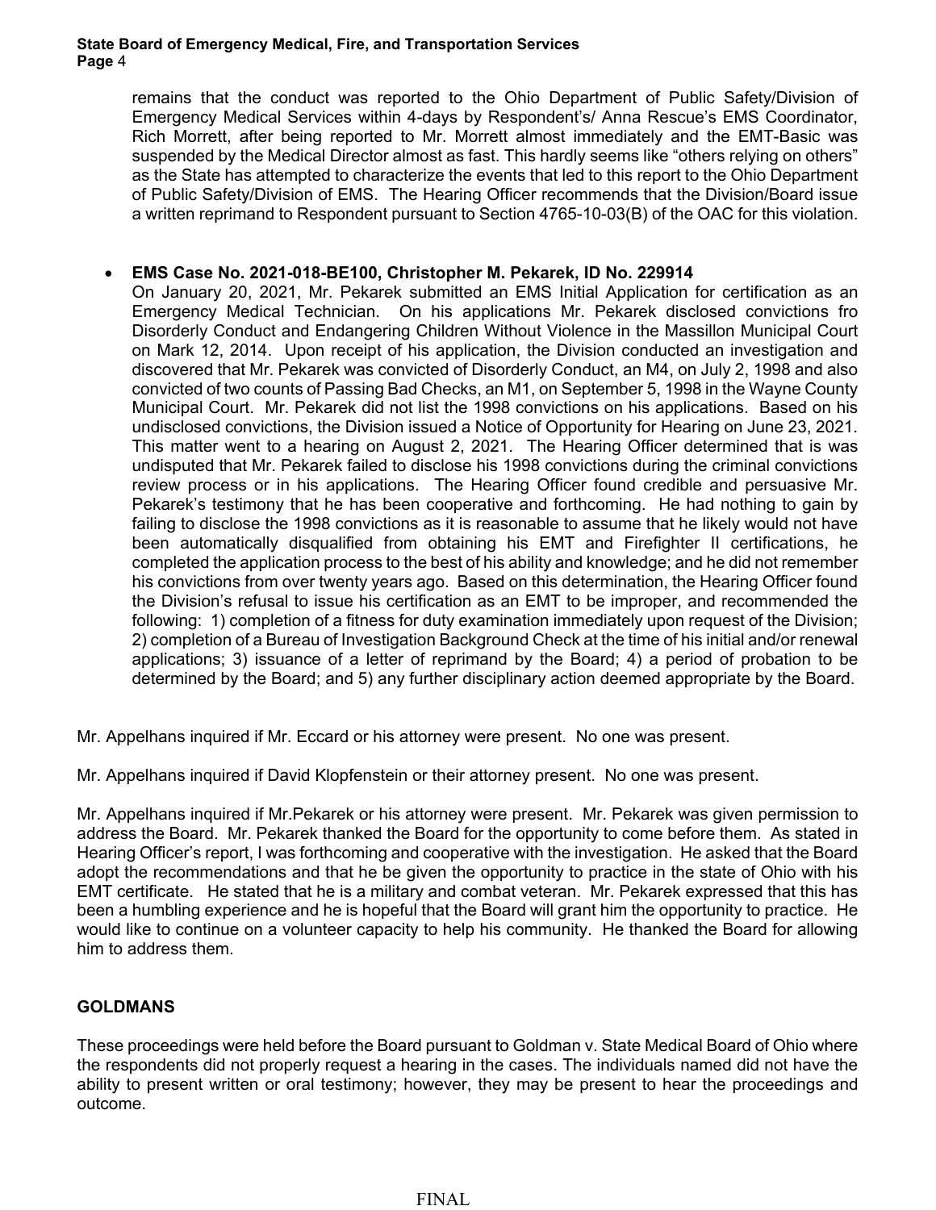remains that the conduct was reported to the Ohio Department of Public Safety/Division of Emergency Medical Services within 4-days by Respondent's/ Anna Rescue's EMS Coordinator, Rich Morrett, after being reported to Mr. Morrett almost immediately and the EMT-Basic was suspended by the Medical Director almost as fast. This hardly seems like "others relying on others" as the State has attempted to characterize the events that led to this report to the Ohio Department of Public Safety/Division of EMS. The Hearing Officer recommends that the Division/Board issue a written reprimand to Respondent pursuant to Section 4765-10-03(B) of the OAC for this violation.

- **EMS Case No. 2021-018-BE100, Christopher M. Pekarek, ID No. 229914**
  On January 20, 2021, Mr. Pekarek submitted an EMS Initial Application for certification as an Emergency Medical Technician. On his applications Mr. Pekarek disclosed convictions fro Disorderly Conduct and Endangering Children Without Violence in the Massillon Municipal Court on Mark 12, 2014. Upon receipt of his application, the Division conducted an investigation and discovered that Mr. Pekarek was convicted of Disorderly Conduct, an M4, on July 2, 1998 and also convicted of two counts of Passing Bad Checks, an M1, on September 5, 1998 in the Wayne County Municipal Court. Mr. Pekarek did not list the 1998 convictions on his applications. Based on his undisclosed convictions, the Division issued a Notice of Opportunity for Hearing on June 23, 2021. This matter went to a hearing on August 2, 2021. The Hearing Officer determined that is was undisputed that Mr. Pekarek failed to disclose his 1998 convictions during the criminal convictions review process or in his applications. The Hearing Officer found credible and persuasive Mr. Pekarek's testimony that he has been cooperative and forthcoming. He had nothing to gain by failing to disclose the 1998 convictions as it is reasonable to assume that he likely would not have been automatically disqualified from obtaining his EMT and Firefighter II certifications, he completed the application process to the best of his ability and knowledge; and he did not remember his convictions from over twenty years ago. Based on this determination, the Hearing Officer found the Division's refusal to issue his certification as an EMT to be improper, and recommended the following: 1) completion of a fitness for duty examination immediately upon request of the Division; 2) completion of a Bureau of Investigation Background Check at the time of his initial and/or renewal applications; 3) issuance of a letter of reprimand by the Board; 4) a period of probation to be determined by the Board; and 5) any further disciplinary action deemed appropriate by the Board.

Mr. Appelhans inquired if Mr. Eccard or his attorney were present. No one was present.

Mr. Appelhans inquired if David Klopfenstein or their attorney present. No one was present.

Mr. Appelhans inquired if Mr.Pekarek or his attorney were present. Mr. Pekarek was given permission to address the Board. Mr. Pekarek thanked the Board for the opportunity to come before them. As stated in Hearing Officer's report, I was forthcoming and cooperative with the investigation. He asked that the Board adopt the recommendations and that he be given the opportunity to practice in the state of Ohio with his EMT certificate. He stated that he is a military and combat veteran. Mr. Pekarek expressed that this has been a humbling experience and he is hopeful that the Board will grant him the opportunity to practice. He would like to continue on a volunteer capacity to help his community. He thanked the Board for allowing him to address them.

## GOLDMANS

These proceedings were held before the Board pursuant to Goldman v. State Medical Board of Ohio where the respondents did not properly request a hearing in the cases. The individuals named did not have the ability to present written or oral testimony; however, they may be present to hear the proceedings and outcome.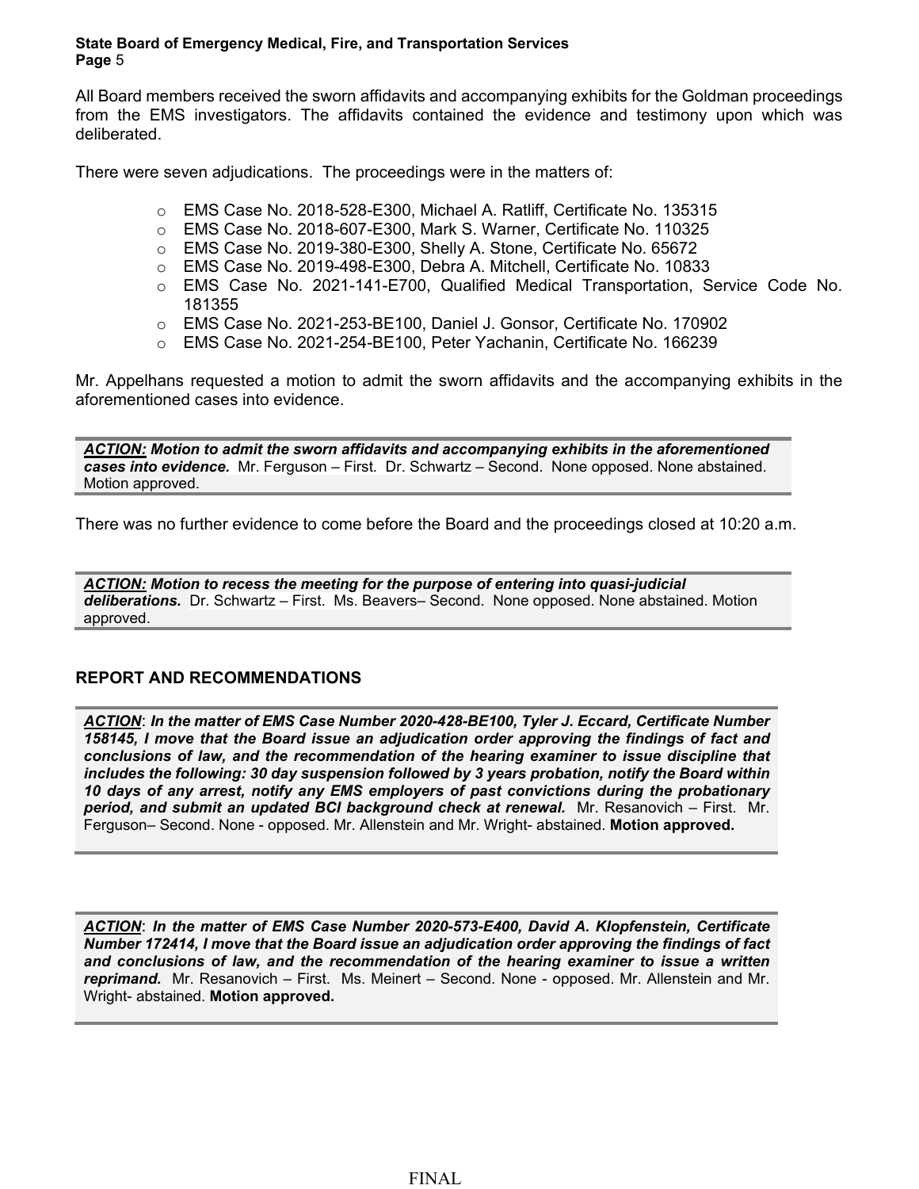All Board members received the sworn affidavits and accompanying exhibits for the Goldman proceedings from the EMS investigators. The affidavits contained the evidence and testimony upon which was deliberated.

There were seven adjudications. The proceedings were in the matters of:

- EMS Case No. 2018-528-E300, Michael A. Ratliff, Certificate No. 135315
- EMS Case No. 2018-607-E300, Mark S. Warner, Certificate No. 110325
- EMS Case No. 2019-380-E300, Shelly A. Stone, Certificate No. 65672
- EMS Case No. 2019-498-E300, Debra A. Mitchell, Certificate No. 10833
- EMS Case No. 2021-141-E700, Qualified Medical Transportation, Service Code No. 181355
- EMS Case No. 2021-253-BE100, Daniel J. Gonsor, Certificate No. 170902
- EMS Case No. 2021-254-BE100, Peter Yachanin, Certificate No. 166239

Mr. Appelhans requested a motion to admit the sworn affidavits and the accompanying exhibits in the aforementioned cases into evidence.

***ACTION:*** ***Motion to admit the sworn affidavits and accompanying exhibits in the aforementioned cases into evidence.*** Mr. Ferguson – First. Dr. Schwartz – Second. None opposed. None abstained. Motion approved.

There was no further evidence to come before the Board and the proceedings closed at 10:20 a.m.

***ACTION:*** ***Motion to recess the meeting for the purpose of entering into quasi-judicial deliberations.*** Dr. Schwartz – First. Ms. Beavers– Second. None opposed. None abstained. Motion approved.

## REPORT AND RECOMMENDATIONS

***ACTION***: ***In the matter of EMS Case Number 2020-428-BE100, Tyler J. Eccard, Certificate Number 158145, I move that the Board issue an adjudication order approving the findings of fact and conclusions of law, and the recommendation of the hearing examiner to issue discipline that includes the following: 30 day suspension followed by 3 years probation, notify the Board within 10 days of any arrest, notify any EMS employers of past convictions during the probationary period, and submit an updated BCI background check at renewal.*** Mr. Resanovich – First. Mr. Ferguson– Second. None - opposed. Mr. Allenstein and Mr. Wright- abstained. **Motion approved.**

***ACTION***: ***In the matter of EMS Case Number 2020-573-E400, David A. Klopfenstein, Certificate Number 172414, I move that the Board issue an adjudication order approving the findings of fact and conclusions of law, and the recommendation of the hearing examiner to issue a written reprimand.*** Mr. Resanovich – First. Ms. Meinert – Second. None - opposed. Mr. Allenstein and Mr. Wright- abstained. **Motion approved.**

FINAL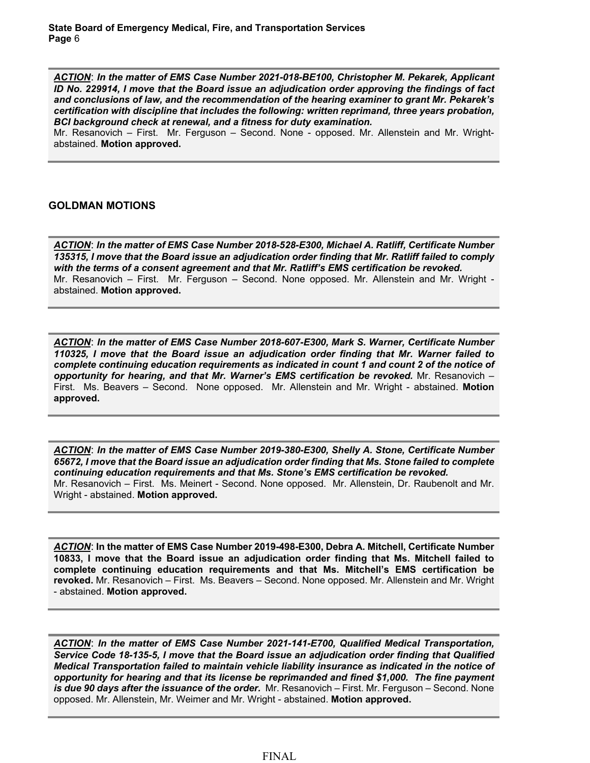***ACTION***: ***In the matter of EMS Case Number 2021-018-BE100, Christopher M. Pekarek, Applicant ID No. 229914, I move that the Board issue an adjudication order approving the findings of fact and conclusions of law, and the recommendation of the hearing examiner to grant Mr. Pekarek's certification with discipline that includes the following: written reprimand, three years probation, BCI background check at renewal, and a fitness for duty examination.***
Mr. Resanovich – First. Mr. Ferguson – Second. None - opposed. Mr. Allenstein and Mr. Wright- abstained. **Motion approved.**

## GOLDMAN MOTIONS

***ACTION***: ***In the matter of EMS Case Number 2018-528-E300, Michael A. Ratliff, Certificate Number 135315, I move that the Board issue an adjudication order finding that Mr. Ratliff failed to comply with the terms of a consent agreement and that Mr. Ratliff's EMS certification be revoked.***
Mr. Resanovich – First. Mr. Ferguson – Second. None opposed. Mr. Allenstein and Mr. Wright - abstained. **Motion approved.**

***ACTION***: ***In the matter of EMS Case Number 2018-607-E300, Mark S. Warner, Certificate Number 110325, I move that the Board issue an adjudication order finding that Mr. Warner failed to complete continuing education requirements as indicated in count 1 and count 2 of the notice of opportunity for hearing, and that Mr. Warner's EMS certification be revoked.*** Mr. Resanovich – First. Ms. Beavers – Second. None opposed. Mr. Allenstein and Mr. Wright - abstained. **Motion approved.**

***ACTION***: ***In the matter of EMS Case Number 2019-380-E300, Shelly A. Stone, Certificate Number 65672, I move that the Board issue an adjudication order finding that Ms. Stone failed to complete continuing education requirements and that Ms. Stone's EMS certification be revoked.***
Mr. Resanovich – First. Ms. Meinert - Second. None opposed. Mr. Allenstein, Dr. Raubenolt and Mr. Wright - abstained. **Motion approved.**

***ACTION***: **In the matter of EMS Case Number 2019-498-E300, Debra A. Mitchell, Certificate Number 10833, I move that the Board issue an adjudication order finding that Ms. Mitchell failed to complete continuing education requirements and that Ms. Mitchell's EMS certification be revoked.** Mr. Resanovich – First. Ms. Beavers – Second. None opposed. Mr. Allenstein and Mr. Wright - abstained. **Motion approved.**

***ACTION***: ***In the matter of EMS Case Number 2021-141-E700, Qualified Medical Transportation, Service Code 18-135-5, I move that the Board issue an adjudication order finding that Qualified Medical Transportation failed to maintain vehicle liability insurance as indicated in the notice of opportunity for hearing and that its license be reprimanded and fined $1,000. The fine payment is due 90 days after the issuance of the order.*** Mr. Resanovich – First. Mr. Ferguson – Second. None opposed. Mr. Allenstein, Mr. Weimer and Mr. Wright - abstained. **Motion approved.**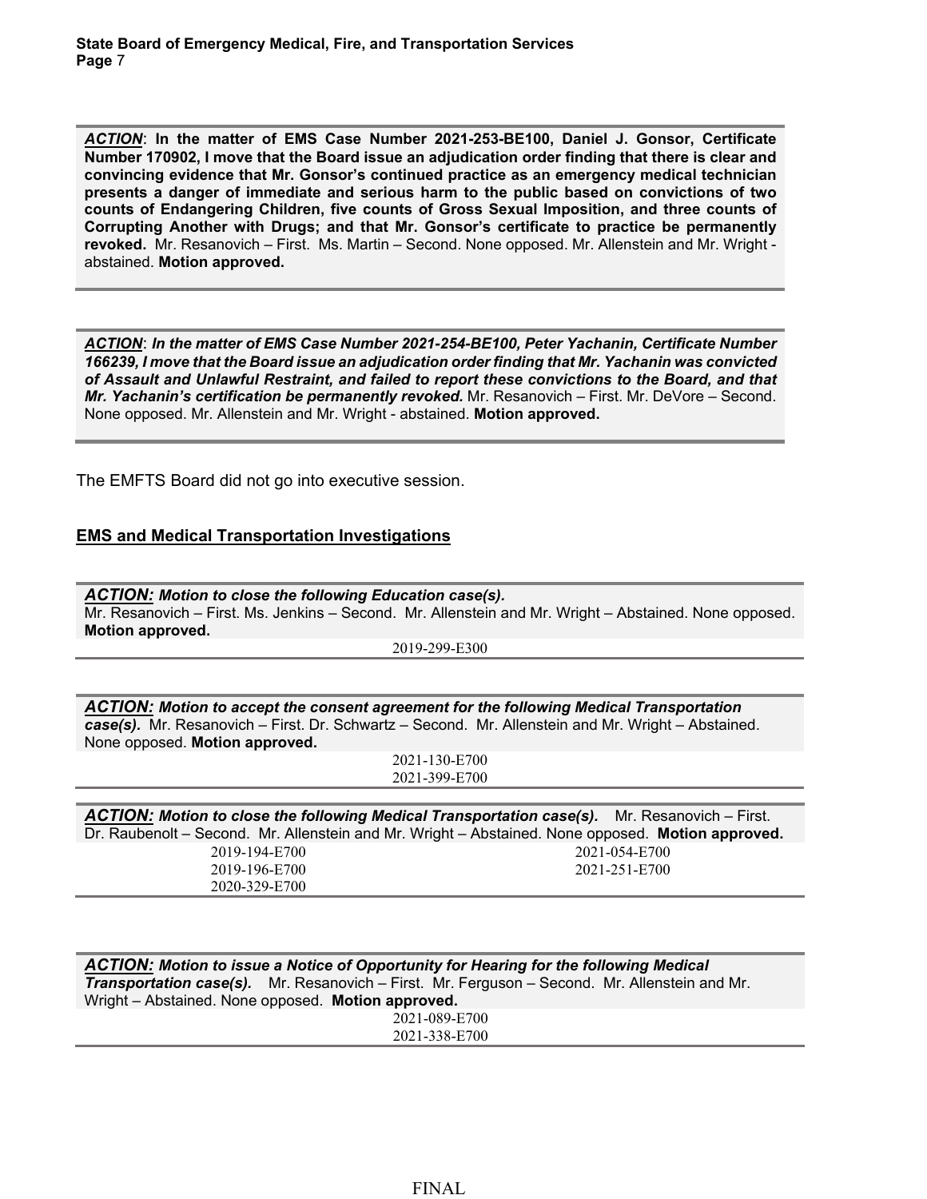***ACTION***: **In the matter of EMS Case Number 2021-253-BE100, Daniel J. Gonsor, Certificate Number 170902, I move that the Board issue an adjudication order finding that there is clear and convincing evidence that Mr. Gonsor's continued practice as an emergency medical technician presents a danger of immediate and serious harm to the public based on convictions of two counts of Endangering Children, five counts of Gross Sexual Imposition, and three counts of Corrupting Another with Drugs; and that Mr. Gonsor's certificate to practice be permanently revoked.** Mr. Resanovich – First. Ms. Martin – Second. None opposed. Mr. Allenstein and Mr. Wright - abstained. **Motion approved.**

***ACTION***: ***In the matter of EMS Case Number 2021-254-BE100, Peter Yachanin, Certificate Number 166239, I move that the Board issue an adjudication order finding that Mr. Yachanin was convicted of Assault and Unlawful Restraint, and failed to report these convictions to the Board, and that Mr. Yachanin's certification be permanently revoked.*** Mr. Resanovich – First. Mr. DeVore – Second. None opposed. Mr. Allenstein and Mr. Wright - abstained. **Motion approved.**

The EMFTS Board did not go into executive session.

**EMS and Medical Transportation Investigations**

***ACTION:*** ***Motion to close the following Education case(s).***
Mr. Resanovich – First. Ms. Jenkins – Second. Mr. Allenstein and Mr. Wright – Abstained. None opposed. **Motion approved.**

2019-299-E300

***ACTION:*** ***Motion to accept the consent agreement for the following Medical Transportation case(s).*** Mr. Resanovich – First. Dr. Schwartz – Second. Mr. Allenstein and Mr. Wright – Abstained. None opposed. **Motion approved.**

2021-130-E700
2021-399-E700

***ACTION:*** ***Motion to close the following Medical Transportation case(s).*** Mr. Resanovich – First. Dr. Raubenolt – Second. Mr. Allenstein and Mr. Wright – Abstained. None opposed. **Motion approved.**

2019-194-E700
2019-196-E700
2020-329-E700
2021-054-E700
2021-251-E700

***ACTION:*** ***Motion to issue a Notice of Opportunity for Hearing for the following Medical Transportation case(s).*** Mr. Resanovich – First. Mr. Ferguson – Second. Mr. Allenstein and Mr. Wright – Abstained. None opposed. **Motion approved.**

2021-089-E700
2021-338-E700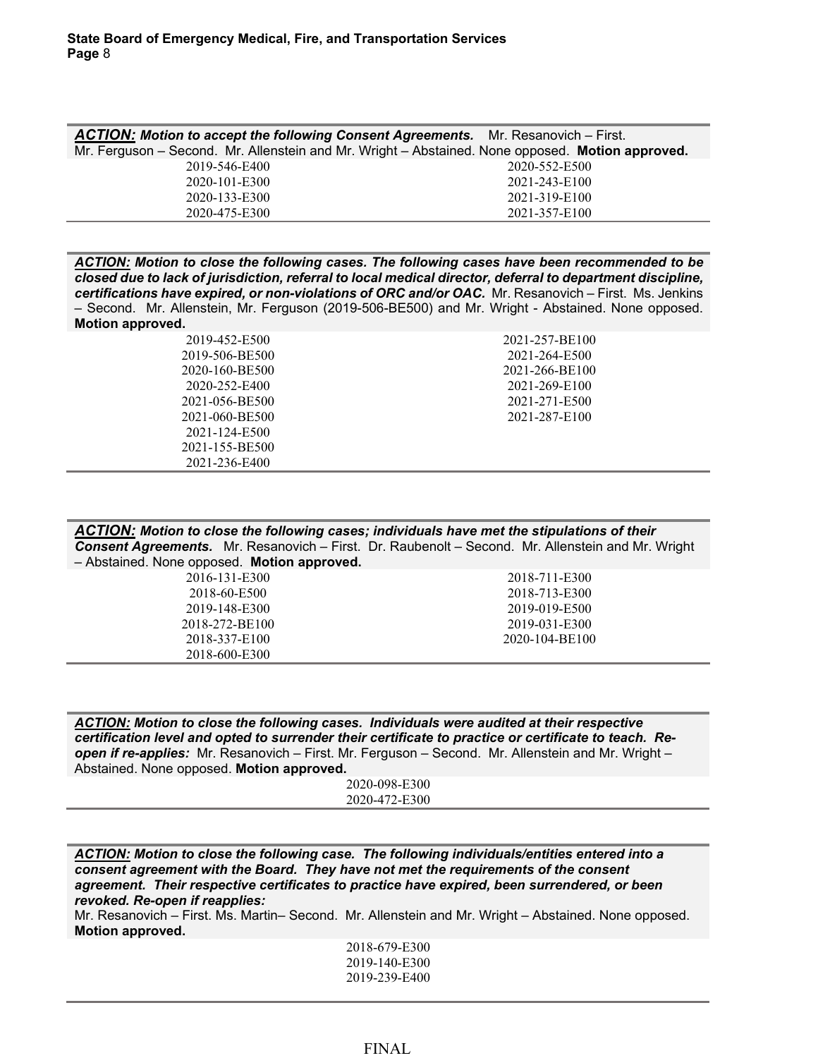***ACTION:*** ***Motion to accept the following Consent Agreements.*** Mr. Resanovich – First. Mr. Ferguson – Second. Mr. Allenstein and Mr. Wright – Abstained. None opposed. **Motion approved.**

| | |
|---|---|
| 2019-546-E400 | 2020-552-E500 |
| 2020-101-E300 | 2021-243-E100 |
| 2020-133-E300 | 2021-319-E100 |
| 2020-475-E300 | 2021-357-E100 |

***ACTION:*** ***Motion to close the following cases. The following cases have been recommended to be closed due to lack of jurisdiction, referral to local medical director, deferral to department discipline, certifications have expired, or non-violations of ORC and/or OAC.*** Mr. Resanovich – First. Ms. Jenkins – Second. Mr. Allenstein, Mr. Ferguson (2019-506-BE500) and Mr. Wright - Abstained. None opposed. **Motion approved.**

| | |
|---|---|
| 2019-452-E500 | 2021-257-BE100 |
| 2019-506-BE500 | 2021-264-E500 |
| 2020-160-BE500 | 2021-266-BE100 |
| 2020-252-E400 | 2021-269-E100 |
| 2021-056-BE500 | 2021-271-E500 |
| 2021-060-BE500 | 2021-287-E100 |
| 2021-124-E500 | |
| 2021-155-BE500 | |
| 2021-236-E400 | |

***ACTION:*** ***Motion to close the following cases; individuals have met the stipulations of their Consent Agreements.*** Mr. Resanovich – First. Dr. Raubenolt – Second. Mr. Allenstein and Mr. Wright – Abstained. None opposed. **Motion approved.**

| | |
|---|---|
| 2016-131-E300 | 2018-711-E300 |
| 2018-60-E500 | 2018-713-E300 |
| 2019-148-E300 | 2019-019-E500 |
| 2018-272-BE100 | 2019-031-E300 |
| 2018-337-E100 | 2020-104-BE100 |
| 2018-600-E300 | |

***ACTION:*** ***Motion to close the following cases. Individuals were audited at their respective certification level and opted to surrender their certificate to practice or certificate to teach. Re-open if re-applies:*** Mr. Resanovich – First. Mr. Ferguson – Second. Mr. Allenstein and Mr. Wright – Abstained. None opposed. **Motion approved.**

2020-098-E300
2020-472-E300

***ACTION:*** ***Motion to close the following case. The following individuals/entities entered into a consent agreement with the Board. They have not met the requirements of the consent agreement. Their respective certificates to practice have expired, been surrendered, or been revoked. Re-open if reapplies:***
Mr. Resanovich – First. Ms. Martin– Second. Mr. Allenstein and Mr. Wright – Abstained. None opposed. **Motion approved.**

2018-679-E300
2019-140-E300
2019-239-E400

FINAL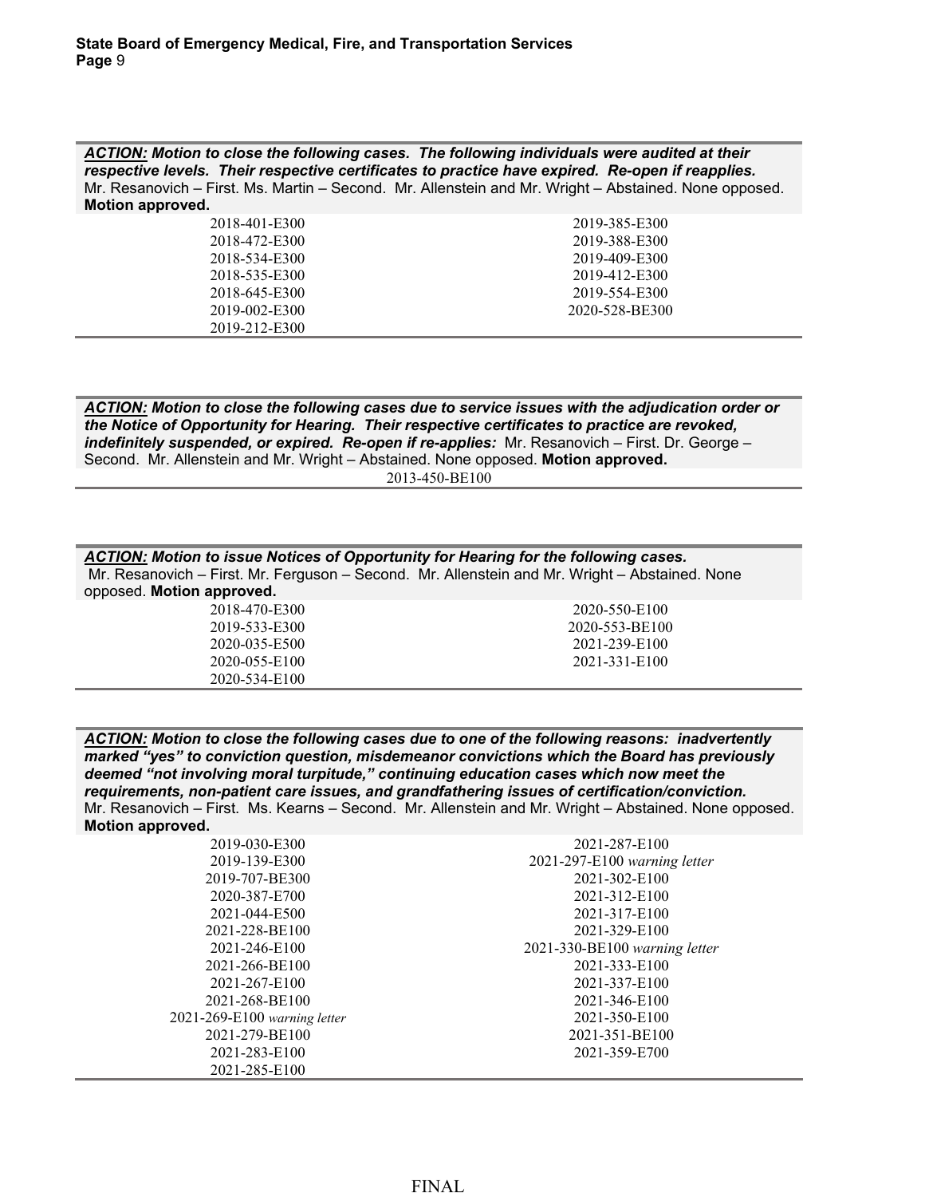***ACTION:*** ***Motion to close the following cases. The following individuals were audited at their respective levels. Their respective certificates to practice have expired. Re-open if reapplies.*** Mr. Resanovich – First. Ms. Martin – Second. Mr. Allenstein and Mr. Wright – Abstained. None opposed. **Motion approved.**

| | |
|---|---|
| 2018-401-E300 | 2019-385-E300 |
| 2018-472-E300 | 2019-388-E300 |
| 2018-534-E300 | 2019-409-E300 |
| 2018-535-E300 | 2019-412-E300 |
| 2018-645-E300 | 2019-554-E300 |
| 2019-002-E300 | 2020-528-BE300 |
| 2019-212-E300 | |

***ACTION:*** ***Motion to close the following cases due to service issues with the adjudication order or the Notice of Opportunity for Hearing. Their respective certificates to practice are revoked, indefinitely suspended, or expired. Re-open if re-applies:*** Mr. Resanovich – First. Dr. George – Second. Mr. Allenstein and Mr. Wright – Abstained. None opposed. **Motion approved.**

2013-450-BE100

***ACTION:*** ***Motion to issue Notices of Opportunity for Hearing for the following cases.*** Mr. Resanovich – First. Mr. Ferguson – Second. Mr. Allenstein and Mr. Wright – Abstained. None opposed. **Motion approved.**

| | |
|---|---|
| 2018-470-E300 | 2020-550-E100 |
| 2019-533-E300 | 2020-553-BE100 |
| 2020-035-E500 | 2021-239-E100 |
| 2020-055-E100 | 2021-331-E100 |
| 2020-534-E100 | |

***ACTION:*** ***Motion to close the following cases due to one of the following reasons: inadvertently marked "yes" to conviction question, misdemeanor convictions which the Board has previously deemed "not involving moral turpitude," continuing education cases which now meet the requirements, non-patient care issues, and grandfathering issues of certification/conviction.*** Mr. Resanovich – First. Ms. Kearns – Second. Mr. Allenstein and Mr. Wright – Abstained. None opposed. **Motion approved.**

| | |
|---|---|
| 2019-030-E300 | 2021-287-E100 |
| 2019-139-E300 | 2021-297-E100 *warning letter* |
| 2019-707-BE300 | 2021-302-E100 |
| 2020-387-E700 | 2021-312-E100 |
| 2021-044-E500 | 2021-317-E100 |
| 2021-228-BE100 | 2021-329-E100 |
| 2021-246-E100 | 2021-330-BE100 *warning letter* |
| 2021-266-BE100 | 2021-333-E100 |
| 2021-267-E100 | 2021-337-E100 |
| 2021-268-BE100 | 2021-346-E100 |
| 2021-269-E100 *warning letter* | 2021-350-E100 |
| 2021-279-BE100 | 2021-351-BE100 |
| 2021-283-E100 | 2021-359-E700 |
| 2021-285-E100 | |

FINAL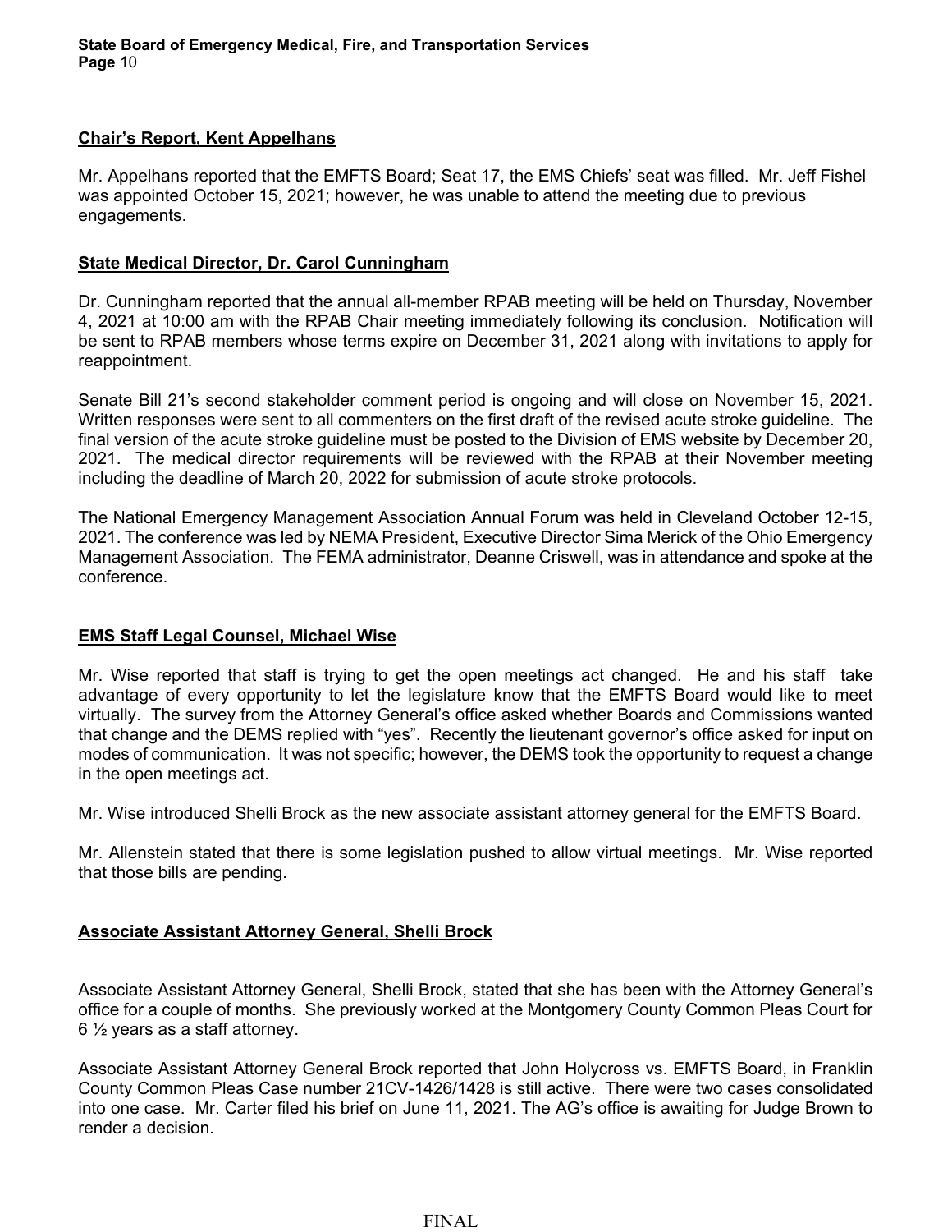**Chair's Report, Kent Appelhans**

Mr. Appelhans reported that the EMFTS Board; Seat 17, the EMS Chiefs' seat was filled. Mr. Jeff Fishel was appointed October 15, 2021; however, he was unable to attend the meeting due to previous engagements.

**State Medical Director, Dr. Carol Cunningham**

Dr. Cunningham reported that the annual all-member RPAB meeting will be held on Thursday, November 4, 2021 at 10:00 am with the RPAB Chair meeting immediately following its conclusion. Notification will be sent to RPAB members whose terms expire on December 31, 2021 along with invitations to apply for reappointment.

Senate Bill 21's second stakeholder comment period is ongoing and will close on November 15, 2021. Written responses were sent to all commenters on the first draft of the revised acute stroke guideline. The final version of the acute stroke guideline must be posted to the Division of EMS website by December 20, 2021. The medical director requirements will be reviewed with the RPAB at their November meeting including the deadline of March 20, 2022 for submission of acute stroke protocols.

The National Emergency Management Association Annual Forum was held in Cleveland October 12-15, 2021. The conference was led by NEMA President, Executive Director Sima Merick of the Ohio Emergency Management Association. The FEMA administrator, Deanne Criswell, was in attendance and spoke at the conference.

**EMS Staff Legal Counsel, Michael Wise**

Mr. Wise reported that staff is trying to get the open meetings act changed. He and his staff take advantage of every opportunity to let the legislature know that the EMFTS Board would like to meet virtually. The survey from the Attorney General's office asked whether Boards and Commissions wanted that change and the DEMS replied with "yes". Recently the lieutenant governor's office asked for input on modes of communication. It was not specific; however, the DEMS took the opportunity to request a change in the open meetings act.

Mr. Wise introduced Shelli Brock as the new associate assistant attorney general for the EMFTS Board.

Mr. Allenstein stated that there is some legislation pushed to allow virtual meetings. Mr. Wise reported that those bills are pending.

**Associate Assistant Attorney General, Shelli Brock**

Associate Assistant Attorney General, Shelli Brock, stated that she has been with the Attorney General's office for a couple of months. She previously worked at the Montgomery County Common Pleas Court for 6 ½ years as a staff attorney.

Associate Assistant Attorney General Brock reported that John Holycross vs. EMFTS Board, in Franklin County Common Pleas Case number 21CV-1426/1428 is still active. There were two cases consolidated into one case. Mr. Carter filed his brief on June 11, 2021. The AG's office is awaiting for Judge Brown to render a decision.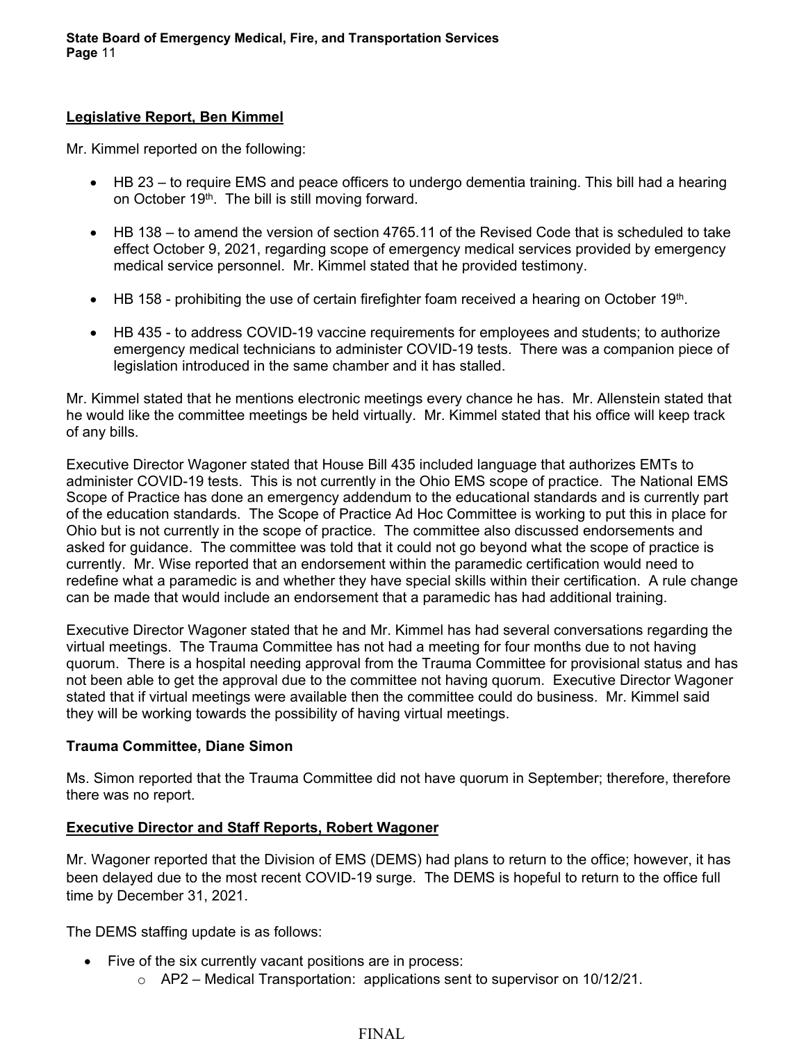**Legislative Report, Ben Kimmel**

Mr. Kimmel reported on the following:

- HB 23 – to require EMS and peace officers to undergo dementia training. This bill had a hearing on October 19th. The bill is still moving forward.
- HB 138 – to amend the version of section 4765.11 of the Revised Code that is scheduled to take effect October 9, 2021, regarding scope of emergency medical services provided by emergency medical service personnel. Mr. Kimmel stated that he provided testimony.
- HB 158 - prohibiting the use of certain firefighter foam received a hearing on October 19th.
- HB 435 - to address COVID-19 vaccine requirements for employees and students; to authorize emergency medical technicians to administer COVID-19 tests. There was a companion piece of legislation introduced in the same chamber and it has stalled.

Mr. Kimmel stated that he mentions electronic meetings every chance he has. Mr. Allenstein stated that he would like the committee meetings be held virtually. Mr. Kimmel stated that his office will keep track of any bills.

Executive Director Wagoner stated that House Bill 435 included language that authorizes EMTs to administer COVID-19 tests. This is not currently in the Ohio EMS scope of practice. The National EMS Scope of Practice has done an emergency addendum to the educational standards and is currently part of the education standards. The Scope of Practice Ad Hoc Committee is working to put this in place for Ohio but is not currently in the scope of practice. The committee also discussed endorsements and asked for guidance. The committee was told that it could not go beyond what the scope of practice is currently. Mr. Wise reported that an endorsement within the paramedic certification would need to redefine what a paramedic is and whether they have special skills within their certification. A rule change can be made that would include an endorsement that a paramedic has had additional training.

Executive Director Wagoner stated that he and Mr. Kimmel has had several conversations regarding the virtual meetings. The Trauma Committee has not had a meeting for four months due to not having quorum. There is a hospital needing approval from the Trauma Committee for provisional status and has not been able to get the approval due to the committee not having quorum. Executive Director Wagoner stated that if virtual meetings were available then the committee could do business. Mr. Kimmel said they will be working towards the possibility of having virtual meetings.

**Trauma Committee, Diane Simon**

Ms. Simon reported that the Trauma Committee did not have quorum in September; therefore, therefore there was no report.

**Executive Director and Staff Reports, Robert Wagoner**

Mr. Wagoner reported that the Division of EMS (DEMS) had plans to return to the office; however, it has been delayed due to the most recent COVID-19 surge. The DEMS is hopeful to return to the office full time by December 31, 2021.

The DEMS staffing update is as follows:

- Five of the six currently vacant positions are in process:
  - AP2 – Medical Transportation: applications sent to supervisor on 10/12/21.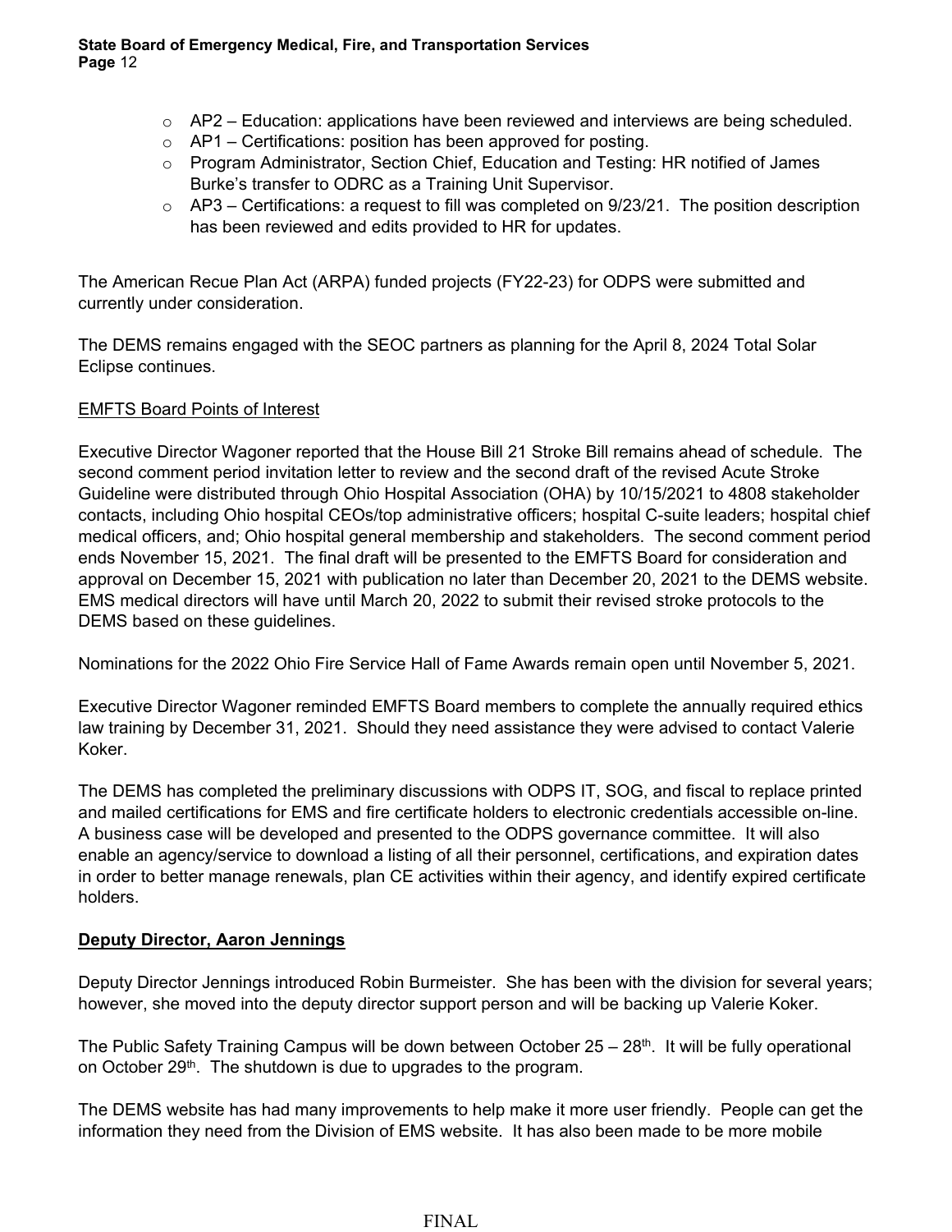- AP2 – Education: applications have been reviewed and interviews are being scheduled.
- AP1 – Certifications: position has been approved for posting.
- Program Administrator, Section Chief, Education and Testing: HR notified of James Burke's transfer to ODRC as a Training Unit Supervisor.
- AP3 – Certifications: a request to fill was completed on 9/23/21. The position description has been reviewed and edits provided to HR for updates.

The American Recue Plan Act (ARPA) funded projects (FY22-23) for ODPS were submitted and currently under consideration.

The DEMS remains engaged with the SEOC partners as planning for the April 8, 2024 Total Solar Eclipse continues.

EMFTS Board Points of Interest

Executive Director Wagoner reported that the House Bill 21 Stroke Bill remains ahead of schedule. The second comment period invitation letter to review and the second draft of the revised Acute Stroke Guideline were distributed through Ohio Hospital Association (OHA) by 10/15/2021 to 4808 stakeholder contacts, including Ohio hospital CEOs/top administrative officers; hospital C-suite leaders; hospital chief medical officers, and; Ohio hospital general membership and stakeholders. The second comment period ends November 15, 2021. The final draft will be presented to the EMFTS Board for consideration and approval on December 15, 2021 with publication no later than December 20, 2021 to the DEMS website. EMS medical directors will have until March 20, 2022 to submit their revised stroke protocols to the DEMS based on these guidelines.

Nominations for the 2022 Ohio Fire Service Hall of Fame Awards remain open until November 5, 2021.

Executive Director Wagoner reminded EMFTS Board members to complete the annually required ethics law training by December 31, 2021. Should they need assistance they were advised to contact Valerie Koker.

The DEMS has completed the preliminary discussions with ODPS IT, SOG, and fiscal to replace printed and mailed certifications for EMS and fire certificate holders to electronic credentials accessible on-line. A business case will be developed and presented to the ODPS governance committee. It will also enable an agency/service to download a listing of all their personnel, certifications, and expiration dates in order to better manage renewals, plan CE activities within their agency, and identify expired certificate holders.

**Deputy Director, Aaron Jennings**

Deputy Director Jennings introduced Robin Burmeister. She has been with the division for several years; however, she moved into the deputy director support person and will be backing up Valerie Koker.

The Public Safety Training Campus will be down between October 25 – 28th. It will be fully operational on October 29th. The shutdown is due to upgrades to the program.

The DEMS website has had many improvements to help make it more user friendly. People can get the information they need from the Division of EMS website. It has also been made to be more mobile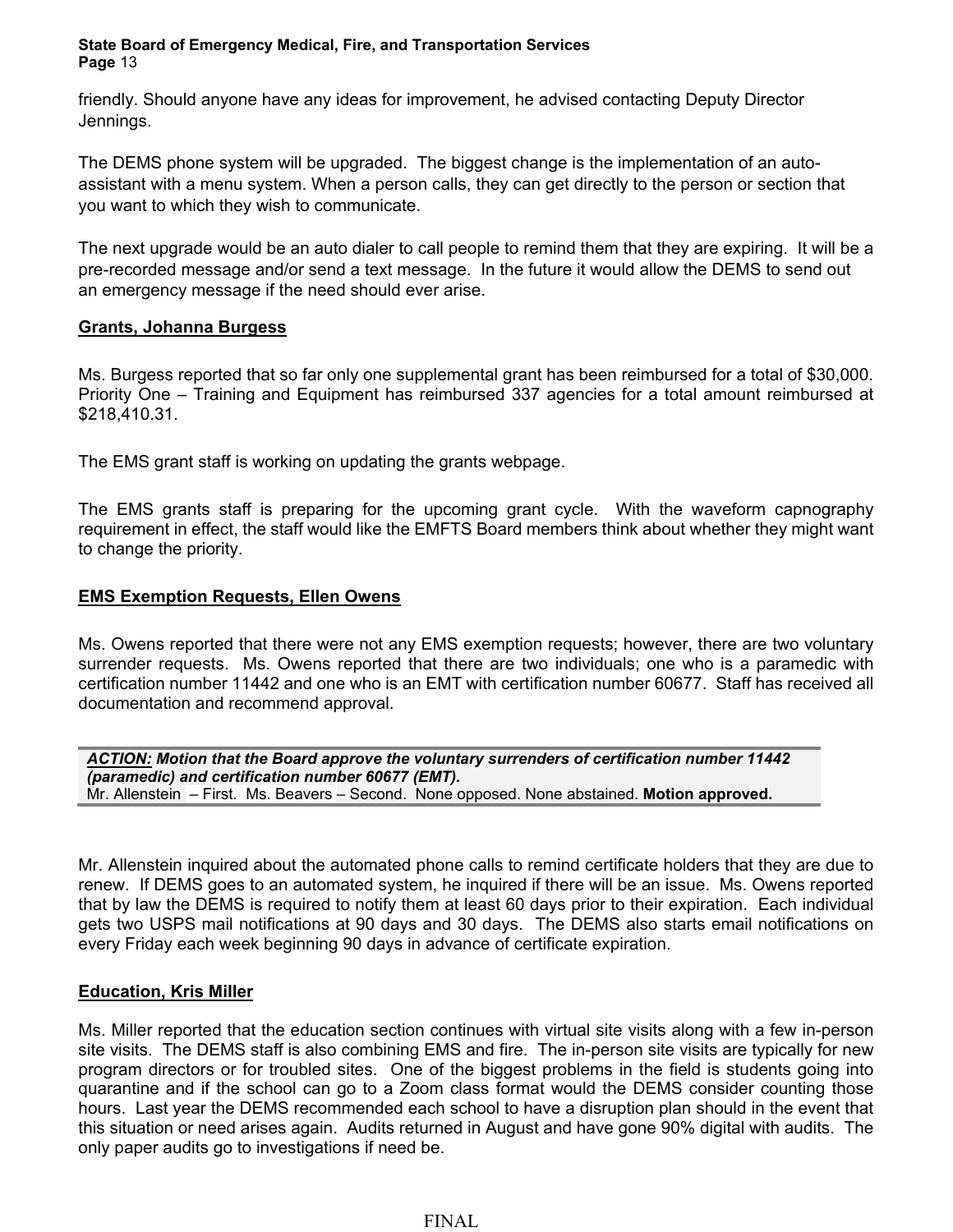friendly. Should anyone have any ideas for improvement, he advised contacting Deputy Director Jennings.

The DEMS phone system will be upgraded. The biggest change is the implementation of an auto-assistant with a menu system. When a person calls, they can get directly to the person or section that you want to which they wish to communicate.

The next upgrade would be an auto dialer to call people to remind them that they are expiring. It will be a pre-recorded message and/or send a text message. In the future it would allow the DEMS to send out an emergency message if the need should ever arise.

**Grants, Johanna Burgess**

Ms. Burgess reported that so far only one supplemental grant has been reimbursed for a total of $30,000. Priority One – Training and Equipment has reimbursed 337 agencies for a total amount reimbursed at $218,410.31.

The EMS grant staff is working on updating the grants webpage.

The EMS grants staff is preparing for the upcoming grant cycle. With the waveform capnography requirement in effect, the staff would like the EMFTS Board members think about whether they might want to change the priority.

**EMS Exemption Requests, Ellen Owens**

Ms. Owens reported that there were not any EMS exemption requests; however, there are two voluntary surrender requests. Ms. Owens reported that there are two individuals; one who is a paramedic with certification number 11442 and one who is an EMT with certification number 60677. Staff has received all documentation and recommend approval.

***ACTION:* Motion that the Board approve the voluntary surrenders of certification number 11442 (paramedic) and certification number 60677 (EMT).**
Mr. Allenstein – First. Ms. Beavers – Second. None opposed. None abstained. **Motion approved.**

Mr. Allenstein inquired about the automated phone calls to remind certificate holders that they are due to renew. If DEMS goes to an automated system, he inquired if there will be an issue. Ms. Owens reported that by law the DEMS is required to notify them at least 60 days prior to their expiration. Each individual gets two USPS mail notifications at 90 days and 30 days. The DEMS also starts email notifications on every Friday each week beginning 90 days in advance of certificate expiration.

**Education, Kris Miller**

Ms. Miller reported that the education section continues with virtual site visits along with a few in-person site visits. The DEMS staff is also combining EMS and fire. The in-person site visits are typically for new program directors or for troubled sites. One of the biggest problems in the field is students going into quarantine and if the school can go to a Zoom class format would the DEMS consider counting those hours. Last year the DEMS recommended each school to have a disruption plan should in the event that this situation or need arises again. Audits returned in August and have gone 90% digital with audits. The only paper audits go to investigations if need be.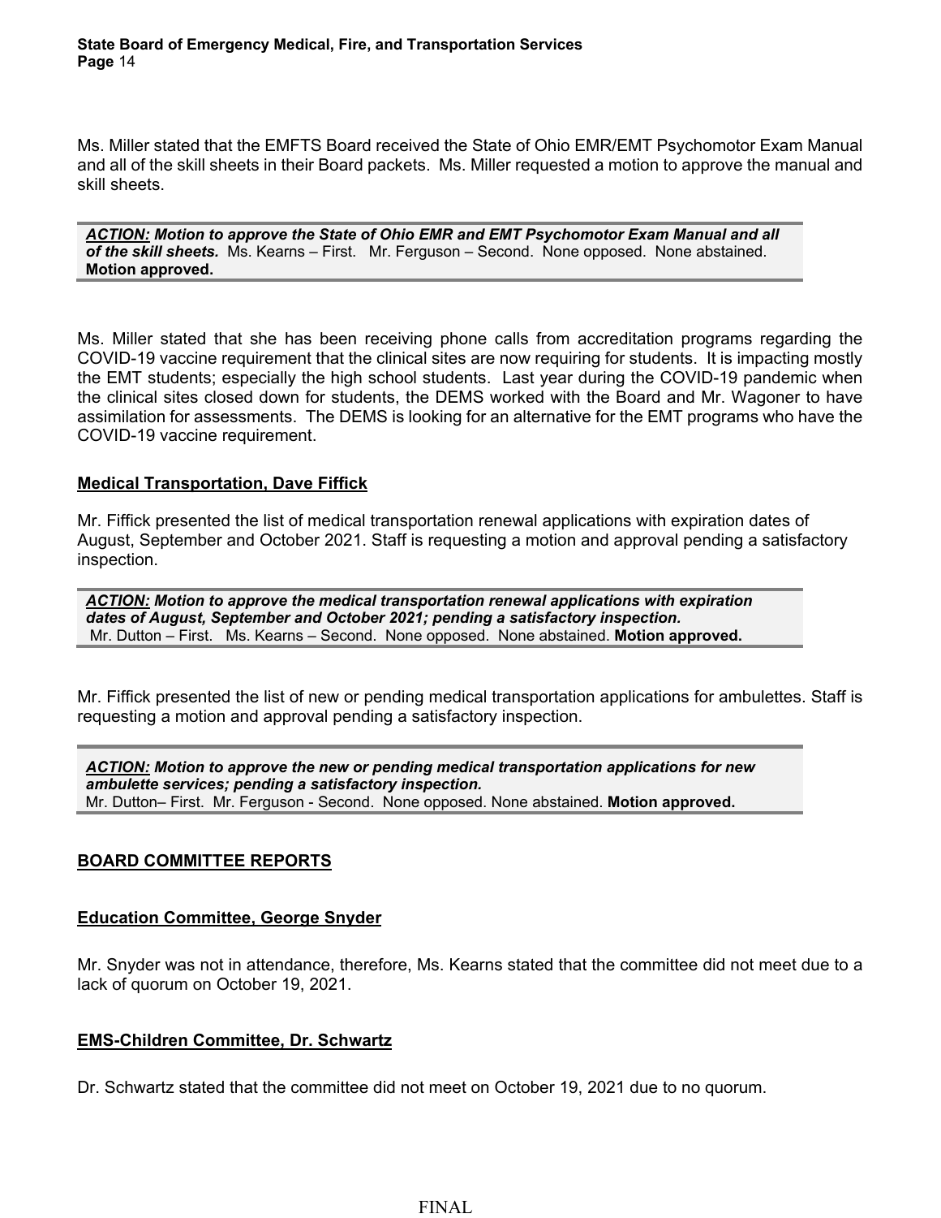Ms. Miller stated that the EMFTS Board received the State of Ohio EMR/EMT Psychomotor Exam Manual and all of the skill sheets in their Board packets. Ms. Miller requested a motion to approve the manual and skill sheets.

> ***ACTION:*** ***Motion to approve the State of Ohio EMR and EMT Psychomotor Exam Manual and all of the skill sheets.*** Ms. Kearns – First. Mr. Ferguson – Second. None opposed. None abstained. **Motion approved.**

Ms. Miller stated that she has been receiving phone calls from accreditation programs regarding the COVID-19 vaccine requirement that the clinical sites are now requiring for students. It is impacting mostly the EMT students; especially the high school students. Last year during the COVID-19 pandemic when the clinical sites closed down for students, the DEMS worked with the Board and Mr. Wagoner to have assimilation for assessments. The DEMS is looking for an alternative for the EMT programs who have the COVID-19 vaccine requirement.

**Medical Transportation, Dave Fiffick**

Mr. Fiffick presented the list of medical transportation renewal applications with expiration dates of August, September and October 2021. Staff is requesting a motion and approval pending a satisfactory inspection.

> ***ACTION:*** ***Motion to approve the medical transportation renewal applications with expiration dates of August, September and October 2021; pending a satisfactory inspection.*** Mr. Dutton – First. Ms. Kearns – Second. None opposed. None abstained. **Motion approved.**

Mr. Fiffick presented the list of new or pending medical transportation applications for ambulettes. Staff is requesting a motion and approval pending a satisfactory inspection.

> ***ACTION:*** ***Motion to approve the new or pending medical transportation applications for new ambulette services; pending a satisfactory inspection.*** Mr. Dutton– First. Mr. Ferguson - Second. None opposed. None abstained. **Motion approved.**

**BOARD COMMITTEE REPORTS**

**Education Committee, George Snyder**

Mr. Snyder was not in attendance, therefore, Ms. Kearns stated that the committee did not meet due to a lack of quorum on October 19, 2021.

**EMS-Children Committee, Dr. Schwartz**

Dr. Schwartz stated that the committee did not meet on October 19, 2021 due to no quorum.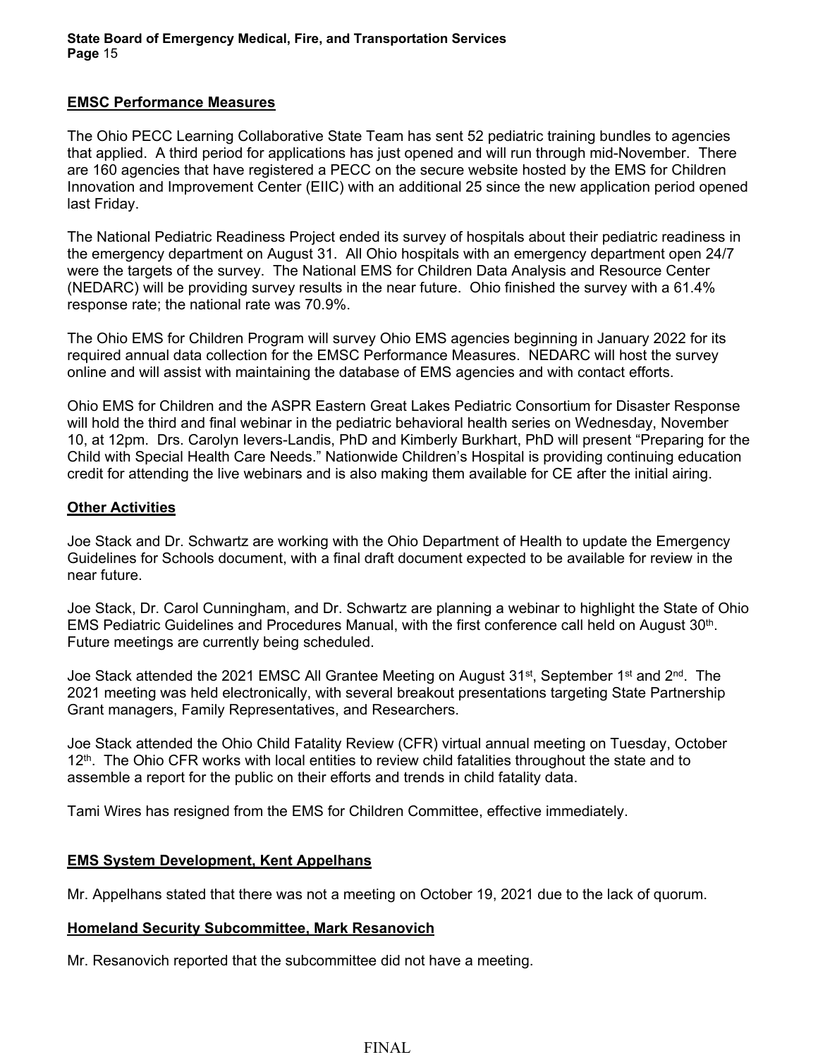**EMSC Performance Measures**

The Ohio PECC Learning Collaborative State Team has sent 52 pediatric training bundles to agencies that applied. A third period for applications has just opened and will run through mid-November. There are 160 agencies that have registered a PECC on the secure website hosted by the EMS for Children Innovation and Improvement Center (EIIC) with an additional 25 since the new application period opened last Friday.

The National Pediatric Readiness Project ended its survey of hospitals about their pediatric readiness in the emergency department on August 31. All Ohio hospitals with an emergency department open 24/7 were the targets of the survey. The National EMS for Children Data Analysis and Resource Center (NEDARC) will be providing survey results in the near future. Ohio finished the survey with a 61.4% response rate; the national rate was 70.9%.

The Ohio EMS for Children Program will survey Ohio EMS agencies beginning in January 2022 for its required annual data collection for the EMSC Performance Measures. NEDARC will host the survey online and will assist with maintaining the database of EMS agencies and with contact efforts.

Ohio EMS for Children and the ASPR Eastern Great Lakes Pediatric Consortium for Disaster Response will hold the third and final webinar in the pediatric behavioral health series on Wednesday, November 10, at 12pm. Drs. Carolyn Ievers-Landis, PhD and Kimberly Burkhart, PhD will present "Preparing for the Child with Special Health Care Needs." Nationwide Children's Hospital is providing continuing education credit for attending the live webinars and is also making them available for CE after the initial airing.

**Other Activities**

Joe Stack and Dr. Schwartz are working with the Ohio Department of Health to update the Emergency Guidelines for Schools document, with a final draft document expected to be available for review in the near future.

Joe Stack, Dr. Carol Cunningham, and Dr. Schwartz are planning a webinar to highlight the State of Ohio EMS Pediatric Guidelines and Procedures Manual, with the first conference call held on August 30th. Future meetings are currently being scheduled.

Joe Stack attended the 2021 EMSC All Grantee Meeting on August 31st, September 1st and 2nd. The 2021 meeting was held electronically, with several breakout presentations targeting State Partnership Grant managers, Family Representatives, and Researchers.

Joe Stack attended the Ohio Child Fatality Review (CFR) virtual annual meeting on Tuesday, October 12th. The Ohio CFR works with local entities to review child fatalities throughout the state and to assemble a report for the public on their efforts and trends in child fatality data.

Tami Wires has resigned from the EMS for Children Committee, effective immediately.

**EMS System Development, Kent Appelhans**

Mr. Appelhans stated that there was not a meeting on October 19, 2021 due to the lack of quorum.

**Homeland Security Subcommittee, Mark Resanovich**

Mr. Resanovich reported that the subcommittee did not have a meeting.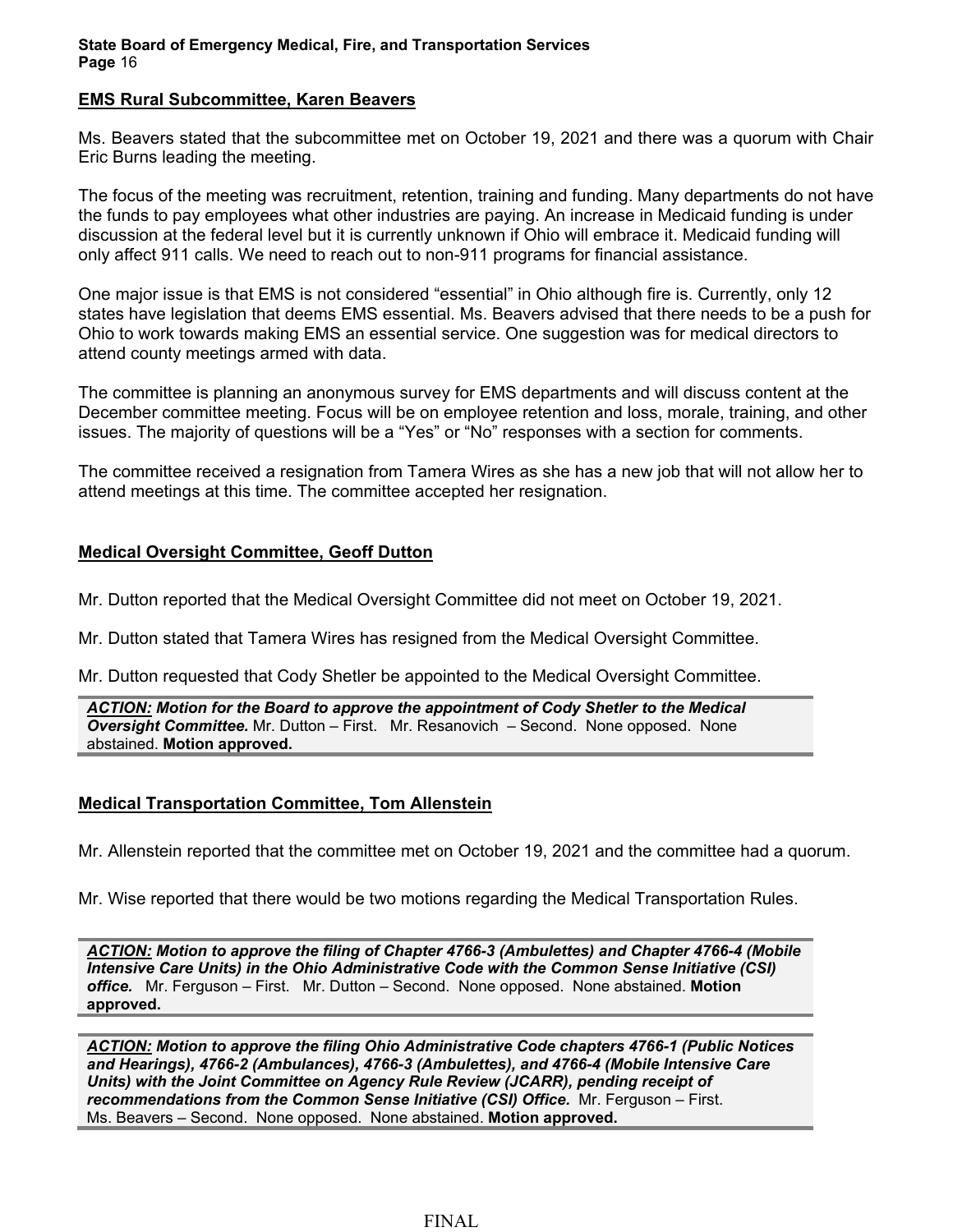**EMS Rural Subcommittee, Karen Beavers**

Ms. Beavers stated that the subcommittee met on October 19, 2021 and there was a quorum with Chair Eric Burns leading the meeting.

The focus of the meeting was recruitment, retention, training and funding. Many departments do not have the funds to pay employees what other industries are paying. An increase in Medicaid funding is under discussion at the federal level but it is currently unknown if Ohio will embrace it. Medicaid funding will only affect 911 calls. We need to reach out to non-911 programs for financial assistance.

One major issue is that EMS is not considered "essential" in Ohio although fire is. Currently, only 12 states have legislation that deems EMS essential. Ms. Beavers advised that there needs to be a push for Ohio to work towards making EMS an essential service. One suggestion was for medical directors to attend county meetings armed with data.

The committee is planning an anonymous survey for EMS departments and will discuss content at the December committee meeting. Focus will be on employee retention and loss, morale, training, and other issues. The majority of questions will be a "Yes" or "No" responses with a section for comments.

The committee received a resignation from Tamera Wires as she has a new job that will not allow her to attend meetings at this time. The committee accepted her resignation.

**Medical Oversight Committee, Geoff Dutton**

Mr. Dutton reported that the Medical Oversight Committee did not meet on October 19, 2021.

Mr. Dutton stated that Tamera Wires has resigned from the Medical Oversight Committee.

Mr. Dutton requested that Cody Shetler be appointed to the Medical Oversight Committee.

***ACTION:* Motion for the Board to approve the appointment of Cody Shetler to the Medical Oversight Committee.** Mr. Dutton – First. Mr. Resanovich – Second. None opposed. None abstained. **Motion approved.**

**Medical Transportation Committee, Tom Allenstein**

Mr. Allenstein reported that the committee met on October 19, 2021 and the committee had a quorum.

Mr. Wise reported that there would be two motions regarding the Medical Transportation Rules.

***ACTION:* Motion to approve the filing of Chapter 4766-3 (Ambulettes) and Chapter 4766-4 (Mobile Intensive Care Units) in the Ohio Administrative Code with the Common Sense Initiative (CSI) office.** Mr. Ferguson – First. Mr. Dutton – Second. None opposed. None abstained. **Motion approved.**

***ACTION:* Motion to approve the filing Ohio Administrative Code chapters 4766-1 (Public Notices and Hearings), 4766-2 (Ambulances), 4766-3 (Ambulettes), and 4766-4 (Mobile Intensive Care Units) with the Joint Committee on Agency Rule Review (JCARR), pending receipt of recommendations from the Common Sense Initiative (CSI) Office.** Mr. Ferguson – First. Ms. Beavers – Second. None opposed. None abstained. **Motion approved.**

FINAL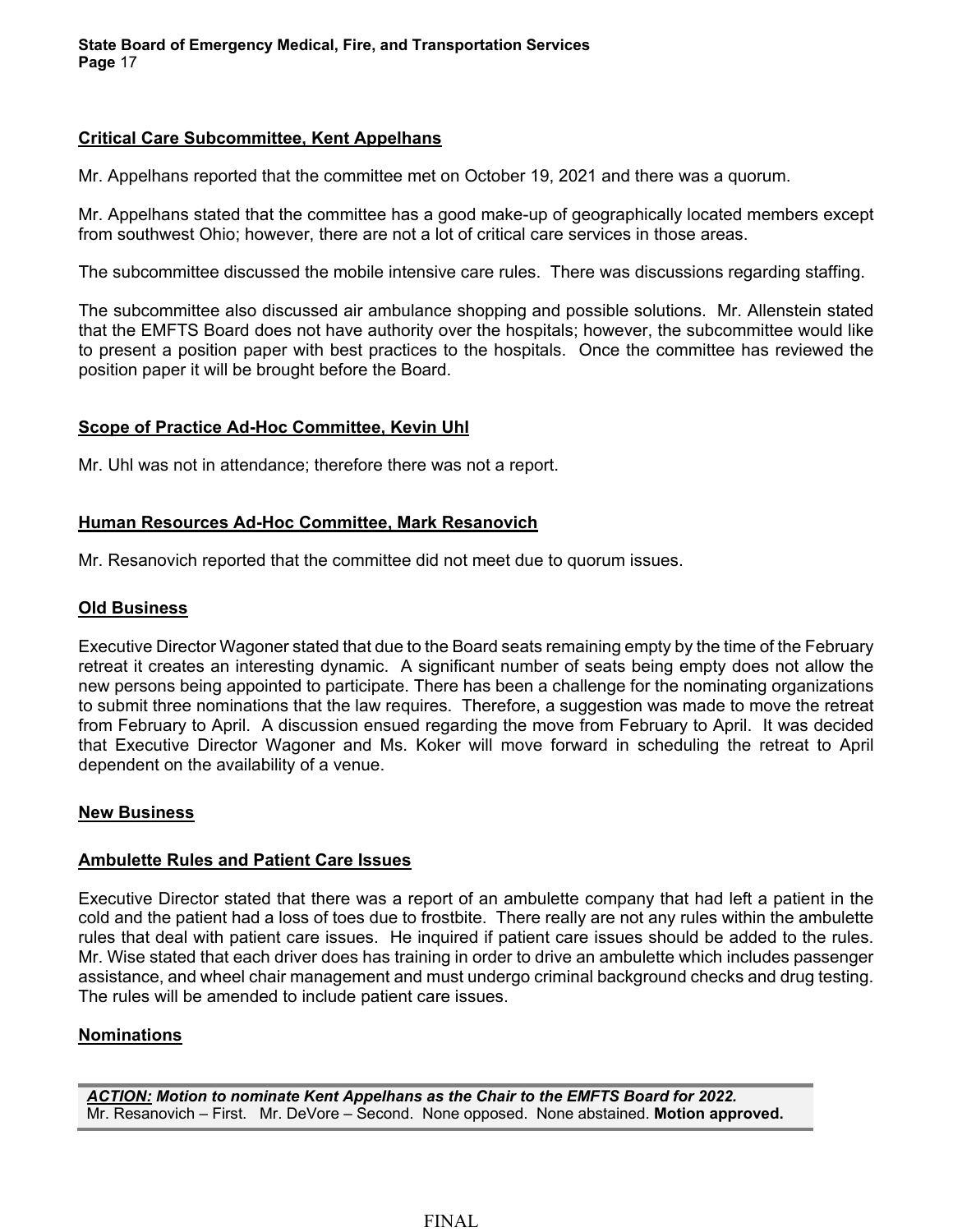**Critical Care Subcommittee, Kent Appelhans**

Mr. Appelhans reported that the committee met on October 19, 2021 and there was a quorum.

Mr. Appelhans stated that the committee has a good make-up of geographically located members except from southwest Ohio; however, there are not a lot of critical care services in those areas.

The subcommittee discussed the mobile intensive care rules. There was discussions regarding staffing.

The subcommittee also discussed air ambulance shopping and possible solutions. Mr. Allenstein stated that the EMFTS Board does not have authority over the hospitals; however, the subcommittee would like to present a position paper with best practices to the hospitals. Once the committee has reviewed the position paper it will be brought before the Board.

**Scope of Practice Ad-Hoc Committee, Kevin Uhl**

Mr. Uhl was not in attendance; therefore there was not a report.

**Human Resources Ad-Hoc Committee, Mark Resanovich**

Mr. Resanovich reported that the committee did not meet due to quorum issues.

**Old Business**

Executive Director Wagoner stated that due to the Board seats remaining empty by the time of the February retreat it creates an interesting dynamic. A significant number of seats being empty does not allow the new persons being appointed to participate. There has been a challenge for the nominating organizations to submit three nominations that the law requires. Therefore, a suggestion was made to move the retreat from February to April. A discussion ensued regarding the move from February to April. It was decided that Executive Director Wagoner and Ms. Koker will move forward in scheduling the retreat to April dependent on the availability of a venue.

**New Business**

**Ambulette Rules and Patient Care Issues**

Executive Director stated that there was a report of an ambulette company that had left a patient in the cold and the patient had a loss of toes due to frostbite. There really are not any rules within the ambulette rules that deal with patient care issues. He inquired if patient care issues should be added to the rules. Mr. Wise stated that each driver does has training in order to drive an ambulette which includes passenger assistance, and wheel chair management and must undergo criminal background checks and drug testing. The rules will be amended to include patient care issues.

**Nominations**

***ACTION:* Motion to nominate Kent Appelhans as the Chair to the EMFTS Board for 2022.**
Mr. Resanovich – First. Mr. DeVore – Second. None opposed. None abstained. **Motion approved.**

FINAL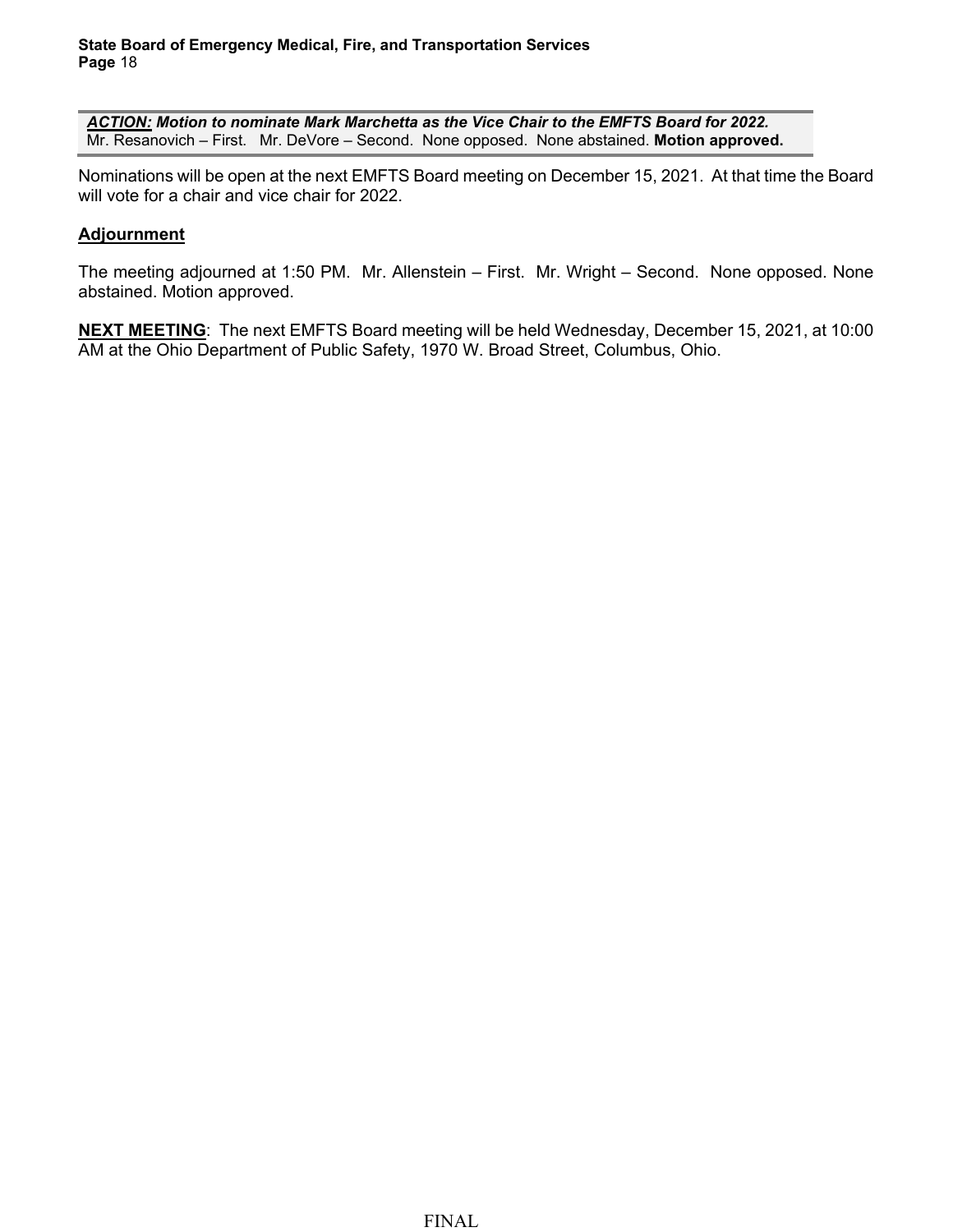***ACTION:*** ***Motion to nominate Mark Marchetta as the Vice Chair to the EMFTS Board for 2022.***
Mr. Resanovich – First. Mr. DeVore – Second. None opposed. None abstained. **Motion approved.**

Nominations will be open at the next EMFTS Board meeting on December 15, 2021. At that time the Board will vote for a chair and vice chair for 2022.

## Adjournment

The meeting adjourned at 1:50 PM. Mr. Allenstein – First. Mr. Wright – Second. None opposed. None abstained. Motion approved.

**NEXT MEETING**: The next EMFTS Board meeting will be held Wednesday, December 15, 2021, at 10:00 AM at the Ohio Department of Public Safety, 1970 W. Broad Street, Columbus, Ohio.